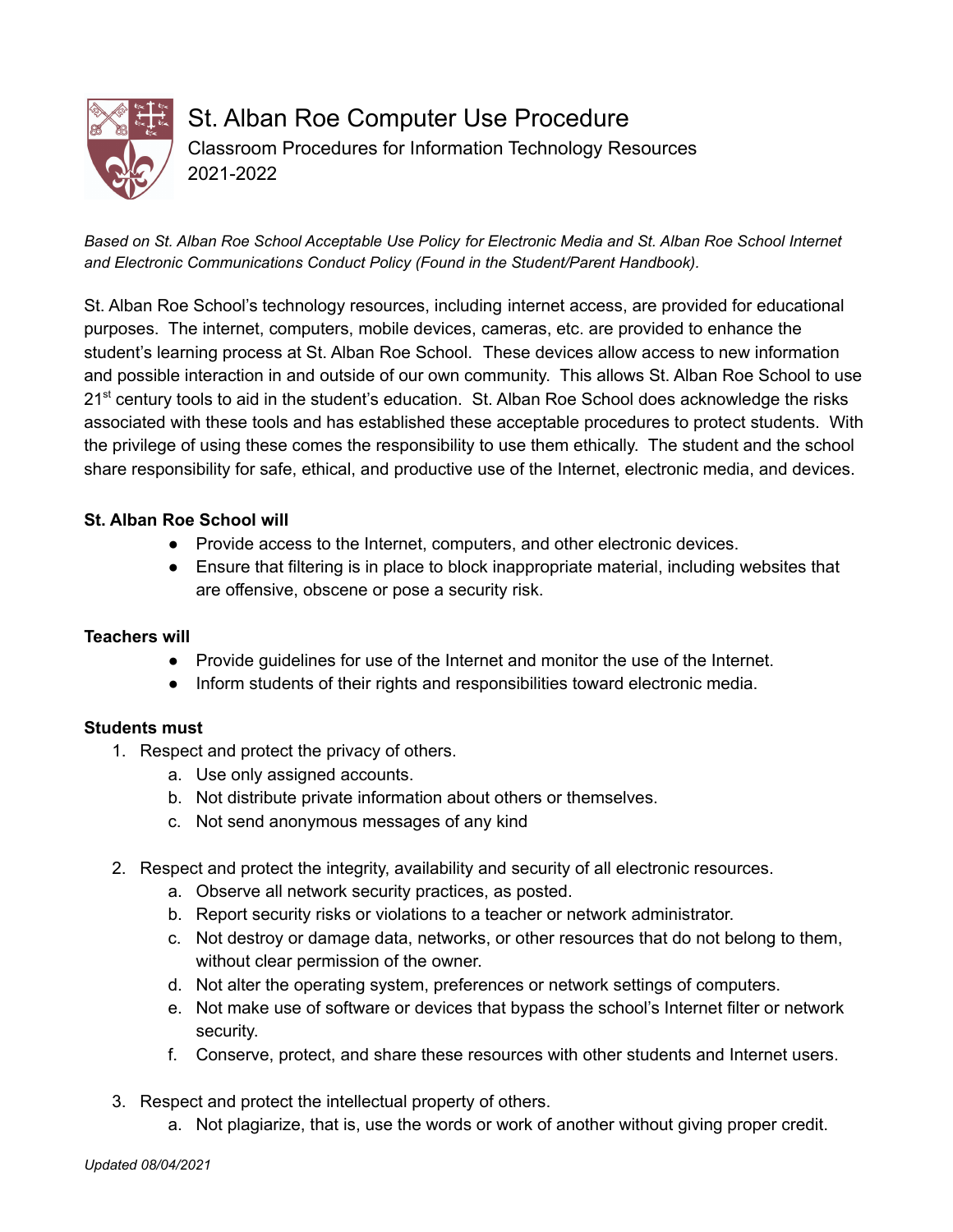# St. Alban Roe Computer Use Procedure

## Classroom Procedures for Information Technology Resources

## 2021-2022

*Based on St. Alban Roe School Acceptable Use Policy for Electronic Media and St. Alban Roe School Internet and Electronic Communications Conduct Policy (Found in the Student/Parent Handbook).*

St. Alban Roe School's technology resources, including internet access, are provided for educational purposes. The internet, computers, mobile devices, cameras, etc. are provided to enhance the student's learning process at St. Alban Roe School. These devices allow access to new information and possible interaction in and outside of our own community. This allows St. Alban Roe School to use 21st century tools to aid in the student's education. St. Alban Roe School does acknowledge the risks associated with these tools and has established these acceptable procedures to protect students. With the privilege of using these comes the responsibility to use them ethically. The student and the school share responsibility for safe, ethical, and productive use of the Internet, electronic media, and devices.

**St. Alban Roe School will**

- Provide access to the Internet, computers, and other electronic devices.
- Ensure that filtering is in place to block inappropriate material, including websites that are offensive, obscene or pose a security risk.

**Teachers will**

- Provide guidelines for use of the Internet and monitor the use of the Internet.
- Inform students of their rights and responsibilities toward electronic media.

**Students must**

1. Respect and protect the privacy of others.
    a. Use only assigned accounts.
    b. Not distribute private information about others or themselves.
    c. Not send anonymous messages of any kind

2. Respect and protect the integrity, availability and security of all electronic resources.
    a. Observe all network security practices, as posted.
    b. Report security risks or violations to a teacher or network administrator.
    c. Not destroy or damage data, networks, or other resources that do not belong to them, without clear permission of the owner.
    d. Not alter the operating system, preferences or network settings of computers.
    e. Not make use of software or devices that bypass the school's Internet filter or network security.
    f. Conserve, protect, and share these resources with other students and Internet users.

3. Respect and protect the intellectual property of others.
    a. Not plagiarize, that is, use the words or work of another without giving proper credit.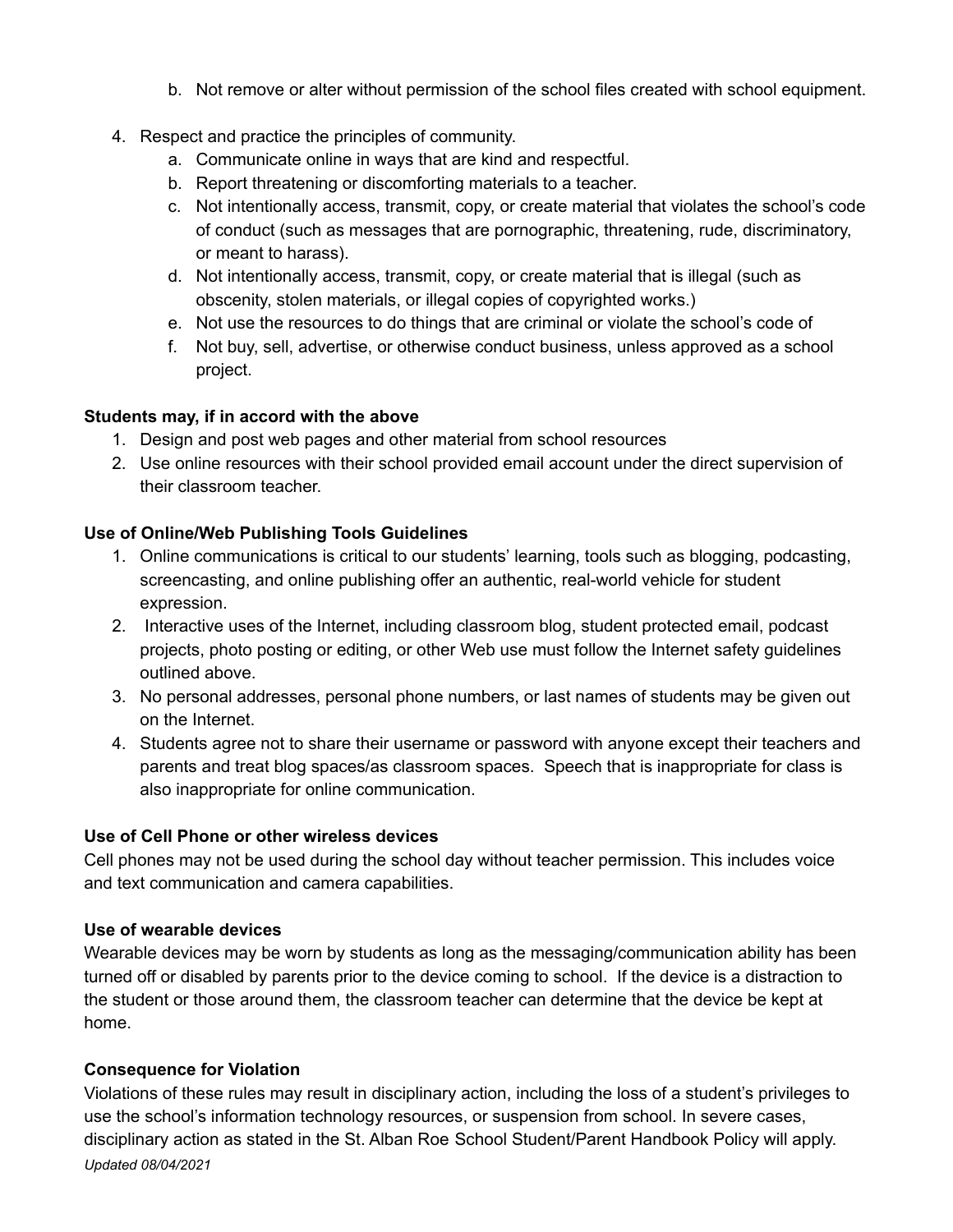b. Not remove or alter without permission of the school files created with school equipment.

4. Respect and practice the principles of community.
    a. Communicate online in ways that are kind and respectful.
    b. Report threatening or discomforting materials to a teacher.
    c. Not intentionally access, transmit, copy, or create material that violates the school's code of conduct (such as messages that are pornographic, threatening, rude, discriminatory, or meant to harass).
    d. Not intentionally access, transmit, copy, or create material that is illegal (such as obscenity, stolen materials, or illegal copies of copyrighted works.)
    e. Not use the resources to do things that are criminal or violate the school's code of
    f. Not buy, sell, advertise, or otherwise conduct business, unless approved as a school project.

**Students may, if in accord with the above**

1. Design and post web pages and other material from school resources
2. Use online resources with their school provided email account under the direct supervision of their classroom teacher.

**Use of Online/Web Publishing Tools Guidelines**

1. Online communications is critical to our students' learning, tools such as blogging, podcasting, screencasting, and online publishing offer an authentic, real-world vehicle for student expression.
2. Interactive uses of the Internet, including classroom blog, student protected email, podcast projects, photo posting or editing, or other Web use must follow the Internet safety guidelines outlined above.
3. No personal addresses, personal phone numbers, or last names of students may be given out on the Internet.
4. Students agree not to share their username or password with anyone except their teachers and parents and treat blog spaces/as classroom spaces. Speech that is inappropriate for class is also inappropriate for online communication.

**Use of Cell Phone or other wireless devices**

Cell phones may not be used during the school day without teacher permission. This includes voice and text communication and camera capabilities.

**Use of wearable devices**

Wearable devices may be worn by students as long as the messaging/communication ability has been turned off or disabled by parents prior to the device coming to school. If the device is a distraction to the student or those around them, the classroom teacher can determine that the device be kept at home.

**Consequence for Violation**

Violations of these rules may result in disciplinary action, including the loss of a student's privileges to use the school's information technology resources, or suspension from school. In severe cases, disciplinary action as stated in the St. Alban Roe School Student/Parent Handbook Policy will apply.

*Updated 08/04/2021*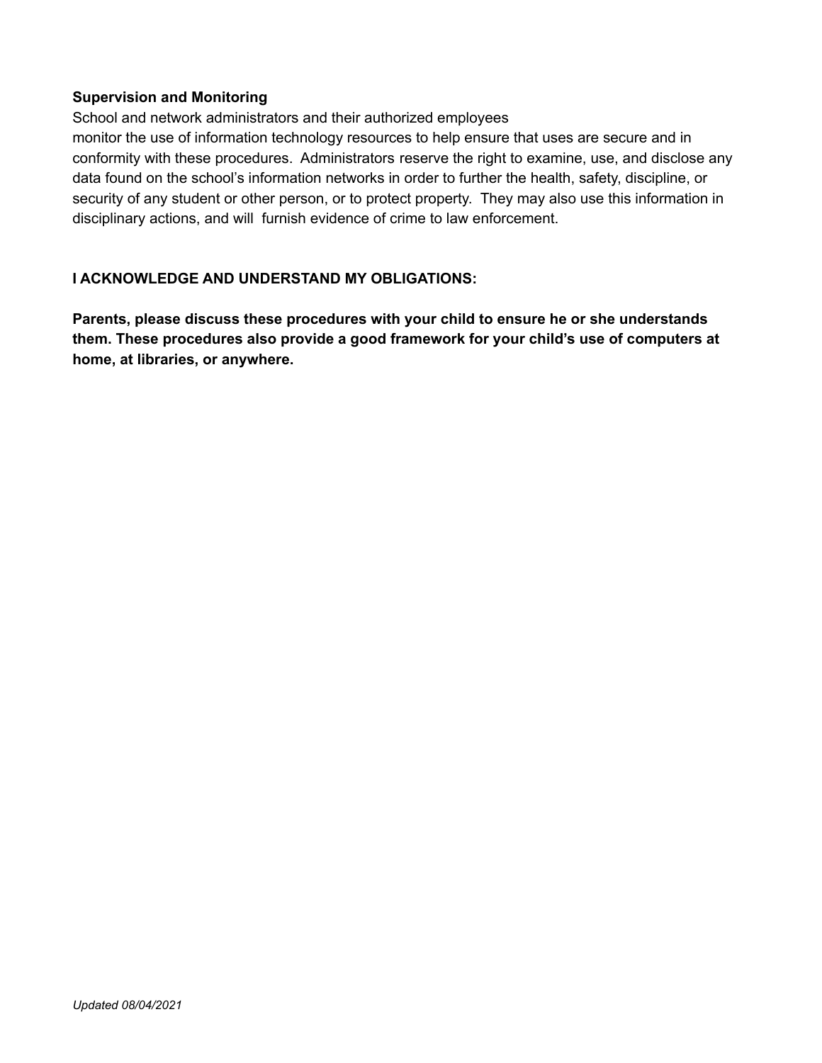**Supervision and Monitoring**

School and network administrators and their authorized employees monitor the use of information technology resources to help ensure that uses are secure and in conformity with these procedures. Administrators reserve the right to examine, use, and disclose any data found on the school's information networks in order to further the health, safety, discipline, or security of any student or other person, or to protect property. They may also use this information in disciplinary actions, and will furnish evidence of crime to law enforcement.

**I ACKNOWLEDGE AND UNDERSTAND MY OBLIGATIONS:**

**Parents, please discuss these procedures with your child to ensure he or she understands them. These procedures also provide a good framework for your child's use of computers at home, at libraries, or anywhere.**

*Updated 08/04/2021*